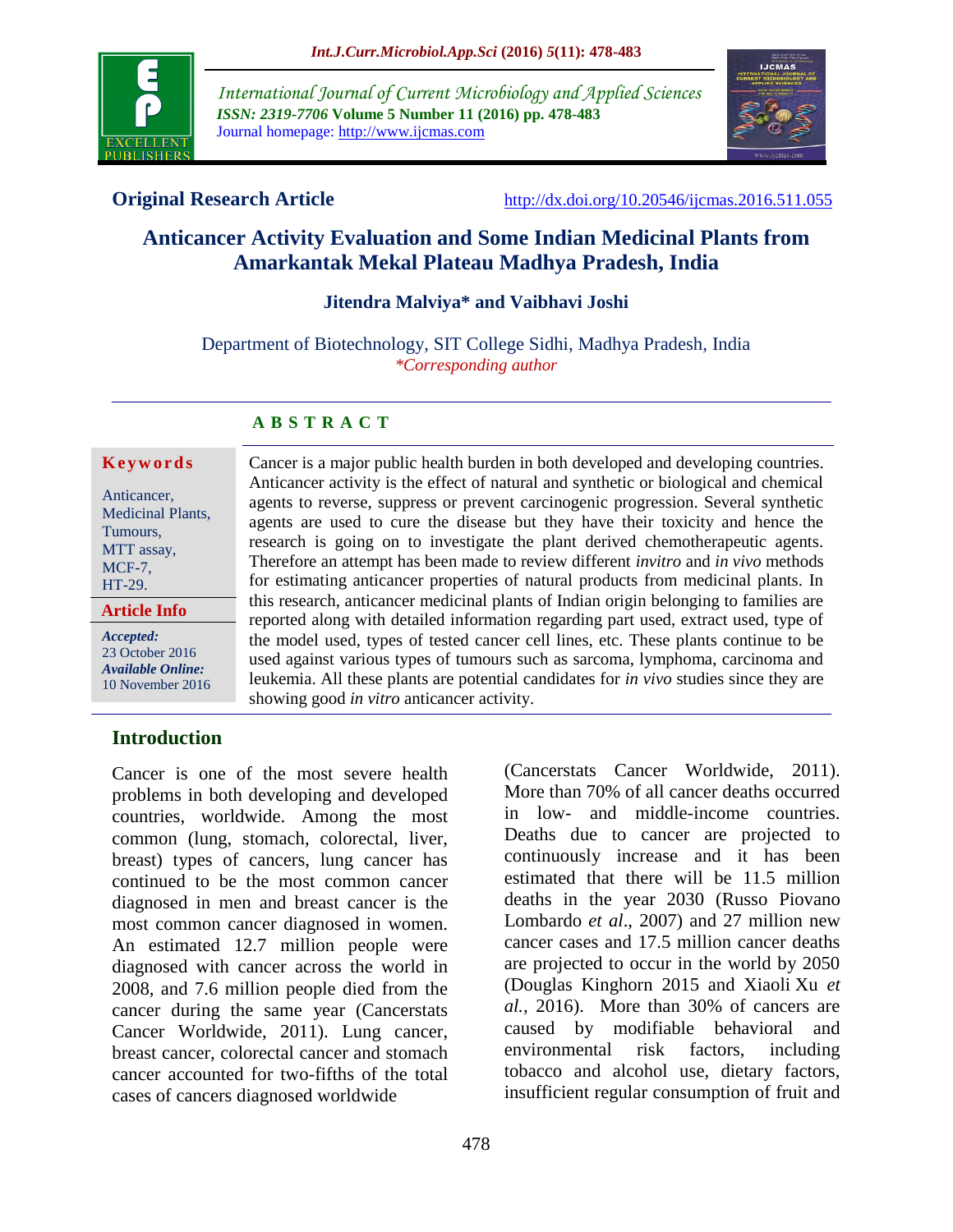*International Journal of Current Microbiology and Applied Sciences*
***ISSN: 2319-7706*** **Volume 5 Number 11 (2016) pp. 478-483**
Journal homepage: http://www.ijcmas.com

**Original Research Article** http://dx.doi.org/10.20546/ijcmas.2016.511.055

# Anticancer Activity Evaluation and Some Indian Medicinal Plants from Amarkantak Mekal Plateau Madhya Pradesh, India

**Jitendra Malviya\* and Vaibhavi Joshi**

Department of Biotechnology, SIT College Sidhi, Madhya Pradesh, India
*\*Corresponding author*

**Keywords**

Anticancer, Medicinal Plants, Tumours, MTT assay, MCF-7, HT-29.

**Article Info**

***Accepted:*** 23 October 2016
***Available Online:*** 10 November 2016

## A B S T R A C T

Cancer is a major public health burden in both developed and developing countries. Anticancer activity is the effect of natural and synthetic or biological and chemical agents to reverse, suppress or prevent carcinogenic progression. Several synthetic agents are used to cure the disease but they have their toxicity and hence the research is going on to investigate the plant derived chemotherapeutic agents. Therefore an attempt has been made to review different *invitro* and *in vivo* methods for estimating anticancer properties of natural products from medicinal plants. In this research, anticancer medicinal plants of Indian origin belonging to families are reported along with detailed information regarding part used, extract used, type of the model used, types of tested cancer cell lines, etc. These plants continue to be used against various types of tumours such as sarcoma, lymphoma, carcinoma and leukemia. All these plants are potential candidates for *in vivo* studies since they are showing good *in vitro* anticancer activity.

## Introduction

Cancer is one of the most severe health problems in both developing and developed countries, worldwide. Among the most common (lung, stomach, colorectal, liver, breast) types of cancers, lung cancer has continued to be the most common cancer diagnosed in men and breast cancer is the most common cancer diagnosed in women. An estimated 12.7 million people were diagnosed with cancer across the world in 2008, and 7.6 million people died from the cancer during the same year (Cancerstats Cancer Worldwide, 2011). Lung cancer, breast cancer, colorectal cancer and stomach cancer accounted for two-fifths of the total cases of cancers diagnosed worldwide (Cancerstats Cancer Worldwide, 2011). More than 70% of all cancer deaths occurred in low- and middle-income countries. Deaths due to cancer are projected to continuously increase and it has been estimated that there will be 11.5 million deaths in the year 2030 (Russo Piovano Lombardo *et al*., 2007) and 27 million new cancer cases and 17.5 million cancer deaths are projected to occur in the world by 2050 (Douglas Kinghorn 2015 and Xiaoli Xu *et al.,* 2016). More than 30% of cancers are caused by modifiable behavioral and environmental risk factors, including tobacco and alcohol use, dietary factors, insufficient regular consumption of fruit and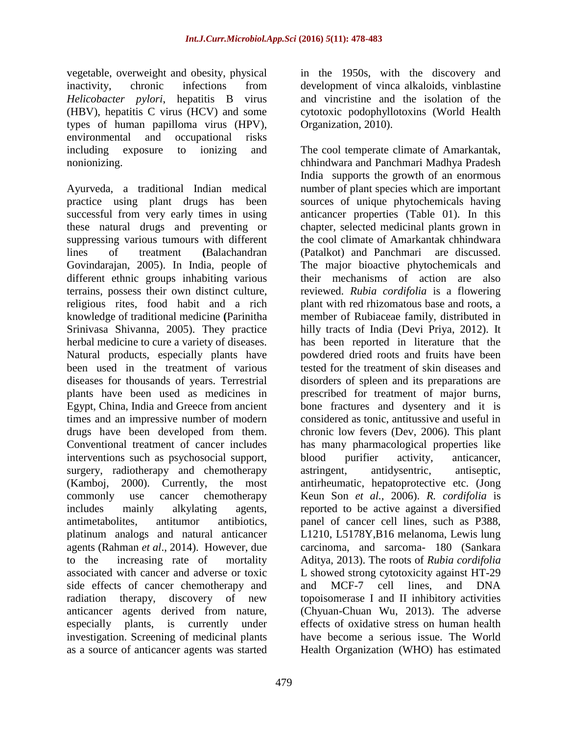vegetable, overweight and obesity, physical inactivity, chronic infections from *Helicobacter pylori*, hepatitis B virus (HBV), hepatitis C virus (HCV) and some types of human papilloma virus (HPV), environmental and occupational risks including exposure to ionizing and nonionizing.

Ayurveda, a traditional Indian medical practice using plant drugs has been successful from very early times in using these natural drugs and preventing or suppressing various tumours with different lines of treatment **(**Balachandran Govindarajan, 2005). In India, people of different ethnic groups inhabiting various terrains, possess their own distinct culture, religious rites, food habit and a rich knowledge of traditional medicine **(**Parinitha Srinivasa Shivanna, 2005). They practice herbal medicine to cure a variety of diseases. Natural products, especially plants have been used in the treatment of various diseases for thousands of years. Terrestrial plants have been used as medicines in Egypt, China, India and Greece from ancient times and an impressive number of modern drugs have been developed from them. Conventional treatment of cancer includes interventions such as psychosocial support, surgery, radiotherapy and chemotherapy (Kamboj, 2000). Currently, the most commonly use cancer chemotherapy includes mainly alkylating agents, antimetabolites, antitumor antibiotics, platinum analogs and natural anticancer agents (Rahman *et al*., 2014). However, due to the increasing rate of mortality associated with cancer and adverse or toxic side effects of cancer chemotherapy and radiation therapy, discovery of new anticancer agents derived from nature, especially plants, is currently under investigation. Screening of medicinal plants as a source of anticancer agents was started in the 1950s, with the discovery and development of vinca alkaloids, vinblastine and vincristine and the isolation of the cytotoxic podophyllotoxins (World Health Organization, 2010).

The cool temperate climate of Amarkantak, chhindwara and Panchmari Madhya Pradesh India supports the growth of an enormous number of plant species which are important sources of unique phytochemicals having anticancer properties (Table 01). In this chapter, selected medicinal plants grown in the cool climate of Amarkantak chhindwara (Patalkot) and Panchmari are discussed. The major bioactive phytochemicals and their mechanisms of action are also reviewed. *Rubia cordifolia* is a flowering plant with red rhizomatous base and roots, a member of Rubiaceae family, distributed in hilly tracts of India (Devi Priya, 2012). It has been reported in literature that the powdered dried roots and fruits have been tested for the treatment of skin diseases and disorders of spleen and its preparations are prescribed for treatment of major burns, bone fractures and dysentery and it is considered as tonic, antitussive and useful in chronic low fevers (Dev, 2006). This plant has many pharmacological properties like blood purifier activity, anticancer, astringent, antidysentric, antiseptic, antirheumatic, hepatoprotective etc. (Jong Keun Son *et al.,* 2006). *R. cordifolia* is reported to be active against a diversified panel of cancer cell lines, such as P388, L1210, L5178Y,B16 melanoma, Lewis lung carcinoma, and sarcoma- 180 (Sankara Aditya, 2013). The roots of *Rubia cordifolia* L showed strong cytotoxicity against HT-29 and MCF-7 cell lines, and DNA topoisomerase I and II inhibitory activities (Chyuan-Chuan Wu, 2013). The adverse effects of oxidative stress on human health have become a serious issue. The World Health Organization (WHO) has estimated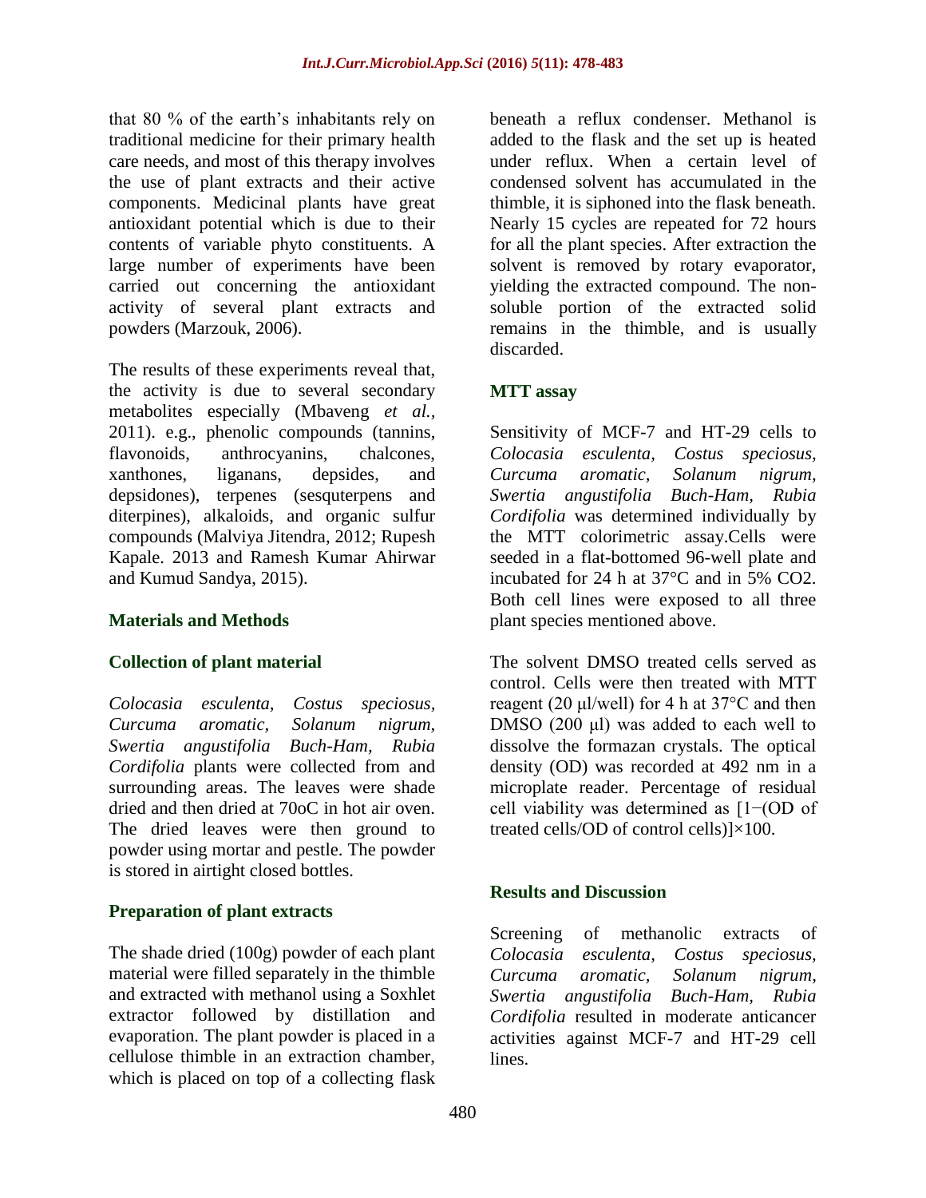that 80 % of the earth's inhabitants rely on traditional medicine for their primary health care needs, and most of this therapy involves the use of plant extracts and their active components. Medicinal plants have great antioxidant potential which is due to their contents of variable phyto constituents. A large number of experiments have been carried out concerning the antioxidant activity of several plant extracts and powders (Marzouk, 2006).

The results of these experiments reveal that, the activity is due to several secondary metabolites especially (Mbaveng *et al.,* 2011). e.g., phenolic compounds (tannins, flavonoids, anthrocyanins, chalcones, xanthones, liganans, depsides, and depsidones), terpenes (sesquterpens and diterpines), alkaloids, and organic sulfur compounds (Malviya Jitendra, 2012; Rupesh Kapale. 2013 and Ramesh Kumar Ahirwar and Kumud Sandya, 2015).

## Materials and Methods

### Collection of plant material

*Colocasia esculenta, Costus speciosus, Curcuma aromatic, Solanum nigrum, Swertia angustifolia Buch-Ham, Rubia Cordifolia* plants were collected from and surrounding areas. The leaves were shade dried and then dried at 70oC in hot air oven. The dried leaves were then ground to powder using mortar and pestle. The powder is stored in airtight closed bottles.

### Preparation of plant extracts

The shade dried (100g) powder of each plant material were filled separately in the thimble and extracted with methanol using a Soxhlet extractor followed by distillation and evaporation. The plant powder is placed in a cellulose thimble in an extraction chamber, which is placed on top of a collecting flask beneath a reflux condenser. Methanol is added to the flask and the set up is heated under reflux. When a certain level of condensed solvent has accumulated in the thimble, it is siphoned into the flask beneath. Nearly 15 cycles are repeated for 72 hours for all the plant species. After extraction the solvent is removed by rotary evaporator, yielding the extracted compound. The non-soluble portion of the extracted solid remains in the thimble, and is usually discarded.

### MTT assay

Sensitivity of MCF-7 and HT-29 cells to *Colocasia esculenta, Costus speciosus, Curcuma aromatic, Solanum nigrum, Swertia angustifolia Buch-Ham, Rubia Cordifolia* was determined individually by the MTT colorimetric assay.Cells were seeded in a flat-bottomed 96-well plate and incubated for 24 h at 37°C and in 5% $CO_2$. Both cell lines were exposed to all three plant species mentioned above.

The solvent DMSO treated cells served as control. Cells were then treated with MTT reagent (20 μl/well) for 4 h at 37°C and then DMSO (200 μl) was added to each well to dissolve the formazan crystals. The optical density (OD) was recorded at 492 nm in a microplate reader. Percentage of residual cell viability was determined as [1−(OD of treated cells/OD of control cells)]×100.

## Results and Discussion

Screening of methanolic extracts of *Colocasia esculenta, Costus speciosus, Curcuma aromatic, Solanum nigrum, Swertia angustifolia Buch-Ham, Rubia Cordifolia* resulted in moderate anticancer activities against MCF-7 and HT-29 cell lines.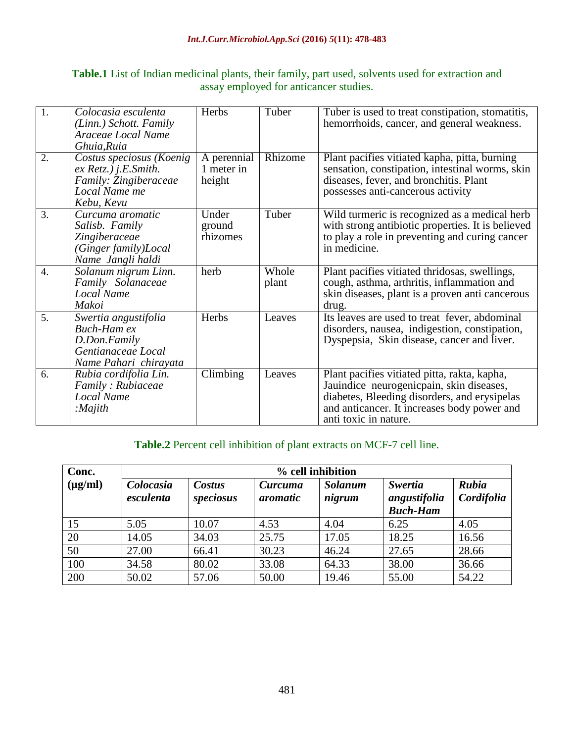**Table.1** List of Indian medicinal plants, their family, part used, solvents used for extraction and assay employed for anticancer studies.

| | | | | |
|---|---|---|---|---|
| 1. | *Colocasia esculenta (Linn.) Schott. Family Araceae Local Name Ghuia,Ruia* | Herbs | Tuber | Tuber is used to treat constipation, stomatitis, hemorrhoids, cancer, and general weakness. |
| 2. | *Costus speciosus (Koenig ex Retz.) j.E.Smith. Family: Zingiberaceae Local Name me Kebu, Kevu* | A perennial 1 meter in height | Rhizome | Plant pacifies vitiated kapha, pitta, burning sensation, constipation, intestinal worms, skin diseases, fever, and bronchitis. Plant possesses anti-cancerous activity |
| 3. | *Curcuma aromatic Salisb. Family Zingiberaceae (Ginger family)Local Name Jangli haldi* | Under ground rhizomes | Tuber | Wild turmeric is recognized as a medical herb with strong antibiotic properties. It is believed to play a role in preventing and curing cancer in medicine. |
| 4. | *Solanum nigrum Linn. Family Solanaceae Local Name Makoi* | herb | Whole plant | Plant pacifies vitiated thridosas, swellings, cough, asthma, arthritis, inflammation and skin diseases, plant is a proven anti cancerous drug. |
| 5. | *Swertia angustifolia Buch-Ham ex D.Don.Family Gentianaceae Local Name Pahari chirayata* | Herbs | Leaves | Its leaves are used to treat fever, abdominal disorders, nausea, indigestion, constipation, Dyspepsia, Skin disease, cancer and liver. |
| 6. | *Rubia cordifolia Lin. Family : Rubiaceae Local Name :Majith* | Climbing | Leaves | Plant pacifies vitiated pitta, rakta, kapha, Jauindice neurogenicpain, skin diseases, diabetes, Bleeding disorders, and erysipelas and anticancer. It increases body power and anti toxic in nature. |

**Table.2** Percent cell inhibition of plant extracts on MCF-7 cell line.

| **Conc. (µg/ml)** | **% cell inhibition** | | | | | |
|---|---|---|---|---|---|---|
| | ***Colocasia esculenta*** | ***Costus speciosus*** | ***Curcuma aromatic*** | ***Solanum nigrum*** | ***Swertia angustifolia Buch-Ham*** | ***Rubia Cordifolia*** |
| 15 | 5.05 | 10.07 | 4.53 | 4.04 | 6.25 | 4.05 |
| 20 | 14.05 | 34.03 | 25.75 | 17.05 | 18.25 | 16.56 |
| 50 | 27.00 | 66.41 | 30.23 | 46.24 | 27.65 | 28.66 |
| 100 | 34.58 | 80.02 | 33.08 | 64.33 | 38.00 | 36.66 |
| 200 | 50.02 | 57.06 | 50.00 | 19.46 | 55.00 | 54.22 |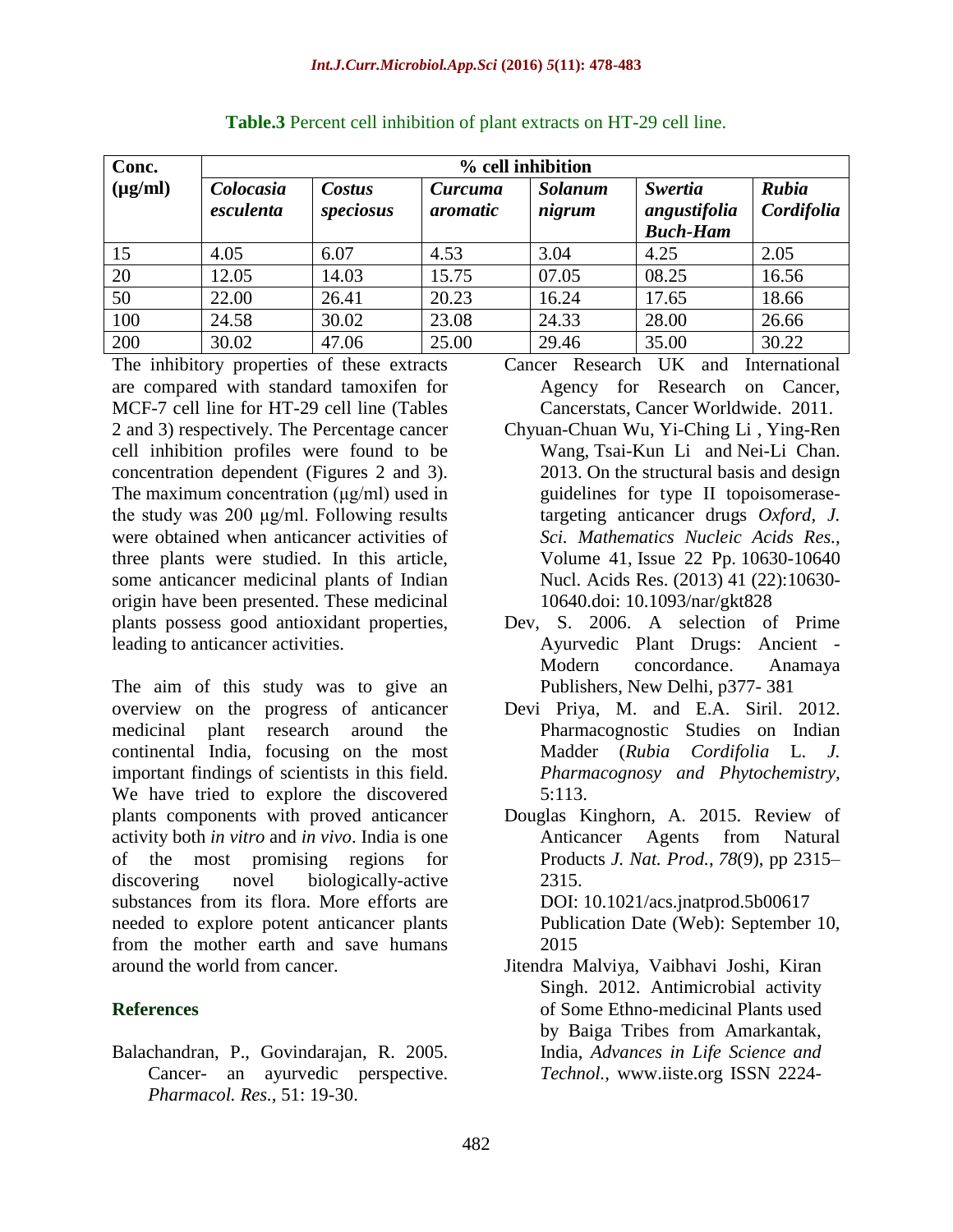**Table.3** Percent cell inhibition of plant extracts on HT-29 cell line.

| Conc. (µg/ml) | % cell inhibition | | | | | |
|---|---|---|---|---|---|---|
| | *Colocasia esculenta* | *Costus speciosus* | *Curcuma aromatic* | *Solanum nigrum* | *Swertia angustifolia Buch-Ham* | *Rubia Cordifolia* |
| 15 | 4.05 | 6.07 | 4.53 | 3.04 | 4.25 | 2.05 |
| 20 | 12.05 | 14.03 | 15.75 | 07.05 | 08.25 | 16.56 |
| 50 | 22.00 | 26.41 | 20.23 | 16.24 | 17.65 | 18.66 |
| 100 | 24.58 | 30.02 | 23.08 | 24.33 | 28.00 | 26.66 |
| 200 | 30.02 | 47.06 | 25.00 | 29.46 | 35.00 | 30.22 |

The inhibitory properties of these extracts are compared with standard tamoxifen for MCF-7 cell line for HT-29 cell line (Tables 2 and 3) respectively. The Percentage cancer cell inhibition profiles were found to be concentration dependent (Figures 2 and 3). The maximum concentration (µg/ml) used in the study was 200 µg/ml. Following results were obtained when anticancer activities of three plants were studied. In this article, some anticancer medicinal plants of Indian origin have been presented. These medicinal plants possess good antioxidant properties, leading to anticancer activities.

The aim of this study was to give an overview on the progress of anticancer medicinal plant research around the continental India, focusing on the most important findings of scientists in this field. We have tried to explore the discovered plants components with proved anticancer activity both *in vitro* and *in vivo*. India is one of the most promising regions for discovering novel biologically-active substances from its flora. More efforts are needed to explore potent anticancer plants from the mother earth and save humans around the world from cancer.

## References

Balachandran, P., Govindarajan, R. 2005. Cancer- an ayurvedic perspective. *Pharmacol. Res.*, 51: 19-30.

Cancer Research UK and International Agency for Research on Cancer, Cancerstats, Cancer Worldwide. 2011.

Chyuan-Chuan Wu, Yi-Ching Li , Ying-Ren Wang, Tsai-Kun Li and Nei-Li Chan. 2013. On the structural basis and design guidelines for type II topoisomerase-targeting anticancer drugs *Oxford, J. Sci. Mathematics Nucleic Acids Res.*, Volume 41, Issue 22 Pp. 10630-10640 Nucl. Acids Res. (2013) 41 (22):10630-10640.doi: 10.1093/nar/gkt828

Dev, S. 2006. A selection of Prime Ayurvedic Plant Drugs: Ancient - Modern concordance. Anamaya Publishers, New Delhi, p377- 381

Devi Priya, M. and E.A. Siril. 2012. Pharmacognostic Studies on Indian Madder (*Rubia Cordifolia* L. *J. Pharmacognosy and Phytochemistry*, 5:113.

Douglas Kinghorn, A. 2015. Review of Anticancer Agents from Natural Products *J. Nat. Prod.*, *78*(9), pp 2315–2315.
DOI: 10.1021/acs.jnatprod.5b00617
Publication Date (Web): September 10, 2015

Jitendra Malviya, Vaibhavi Joshi, Kiran Singh. 2012. Antimicrobial activity of Some Ethno-medicinal Plants used by Baiga Tribes from Amarkantak, India, *Advances in Life Science and Technol.*, www.iiste.org ISSN 2224-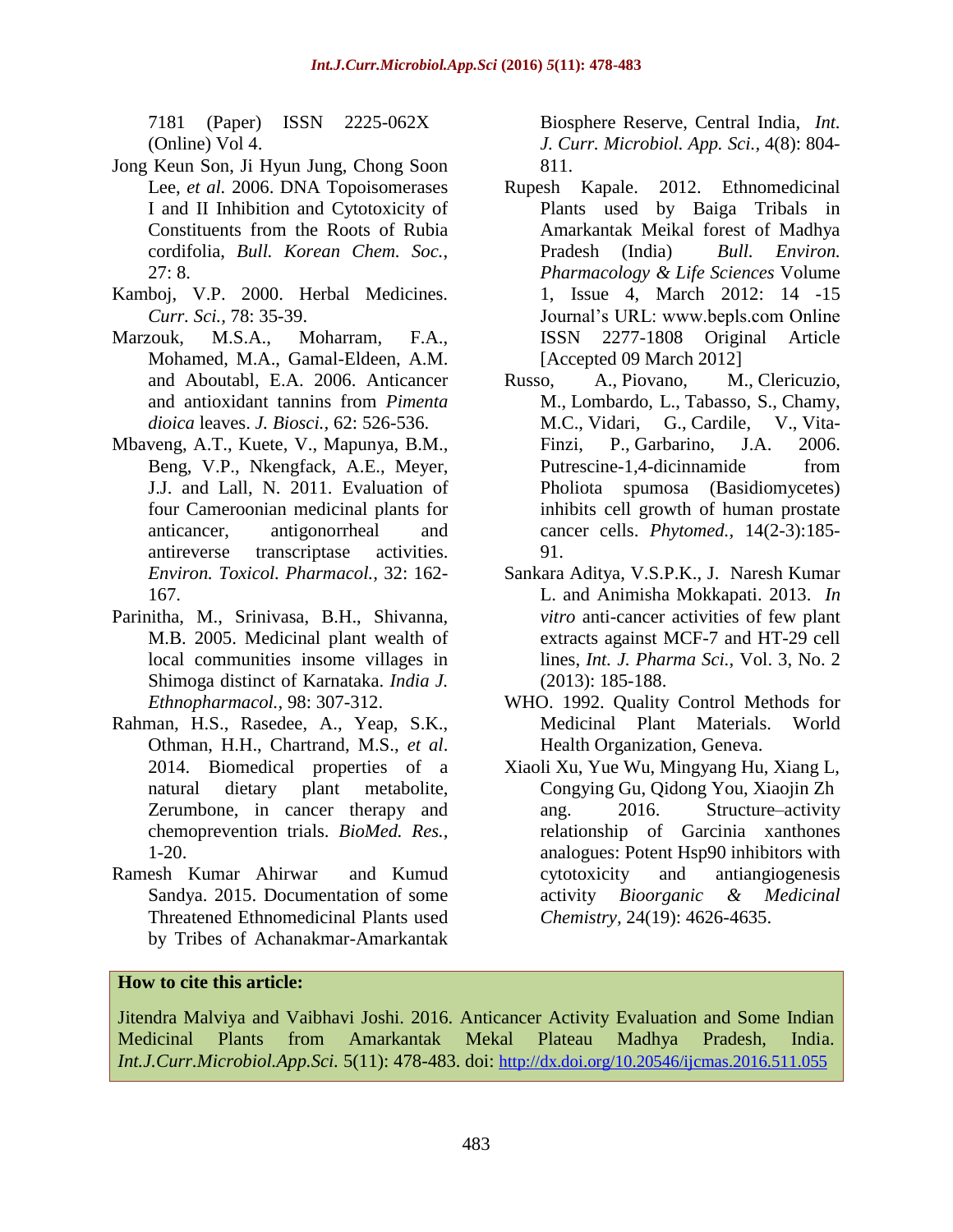7181 (Paper) ISSN 2225-062X (Online) Vol 4.

Jong Keun Son, Ji Hyun Jung, Chong Soon Lee, *et al.* 2006. DNA Topoisomerases I and II Inhibition and Cytotoxicity of Constituents from the Roots of Rubia cordifolia, *Bull. Korean Chem. Soc.*, 27: 8.

Kamboj, V.P. 2000. Herbal Medicines. *Curr. Sci.*, 78: 35-39.

Marzouk, M.S.A., Moharram, F.A., Mohamed, M.A., Gamal-Eldeen, A.M. and Aboutabl, E.A. 2006. Anticancer and antioxidant tannins from *Pimenta dioica* leaves. *J. Biosci.*, 62: 526-536.

Mbaveng, A.T., Kuete, V., Mapunya, B.M., Beng, V.P., Nkengfack, A.E., Meyer, J.J. and Lall, N. 2011. Evaluation of four Cameroonian medicinal plants for anticancer, antigonorrheal and antireverse transcriptase activities. *Environ. Toxicol. Pharmacol.*, 32: 162-167.

Parinitha, M., Srinivasa, B.H., Shivanna, M.B. 2005. Medicinal plant wealth of local communities insome villages in Shimoga distinct of Karnataka. *India J. Ethnopharmacol.*, 98: 307-312.

Rahman, H.S., Rasedee, A., Yeap, S.K., Othman, H.H., Chartrand, M.S., *et al*. 2014. Biomedical properties of a natural dietary plant metabolite, Zerumbone, in cancer therapy and chemoprevention trials. *BioMed. Res.*, 1-20.

Ramesh Kumar Ahirwar and Kumud Sandya. 2015. Documentation of some Threatened Ethnomedicinal Plants used by Tribes of Achanakmar-Amarkantak Biosphere Reserve, Central India, *Int. J. Curr. Microbiol. App. Sci.*, 4(8): 804-811.

Rupesh Kapale. 2012. Ethnomedicinal Plants used by Baiga Tribals in Amarkantak Meikal forest of Madhya Pradesh (India) *Bull. Environ. Pharmacology & Life Sciences* Volume 1, Issue 4, March 2012: 14 -15 Journal's URL: www.bepls.com Online ISSN 2277-1808 Original Article [Accepted 09 March 2012]

Russo, A., Piovano, M., Clericuzio, M., Lombardo, L., Tabasso, S., Chamy, M.C., Vidari, G., Cardile, V., Vita-Finzi, P., Garbarino, J.A. 2006. Putrescine-1,4-dicinnamide from Pholiota spumosa (Basidiomycetes) inhibits cell growth of human prostate cancer cells. *Phytomed.*, 14(2-3):185-91.

Sankara Aditya, V.S.P.K., J. Naresh Kumar L. and Animisha Mokkapati. 2013. *In vitro* anti-cancer activities of few plant extracts against MCF-7 and HT-29 cell lines, *Int. J. Pharma Sci.*, Vol. 3, No. 2 (2013): 185-188.

WHO. 1992. Quality Control Methods for Medicinal Plant Materials. World Health Organization, Geneva.

Xiaoli Xu, Yue Wu, Mingyang Hu, Xiang L, Congying Gu, Qidong You, Xiaojin Zh ang. 2016. Structure–activity relationship of Garcinia xanthones analogues: Potent Hsp90 inhibitors with cytotoxicity and antiangiogenesis activity *Bioorganic & Medicinal Chemistry*, 24(19): 4626-4635.

**How to cite this article:**

Jitendra Malviya and Vaibhavi Joshi. 2016. Anticancer Activity Evaluation and Some Indian Medicinal Plants from Amarkantak Mekal Plateau Madhya Pradesh, India. *Int.J.Curr.Microbiol.App.Sci.* 5(11): 478-483. doi: http://dx.doi.org/10.20546/ijcmas.2016.511.055